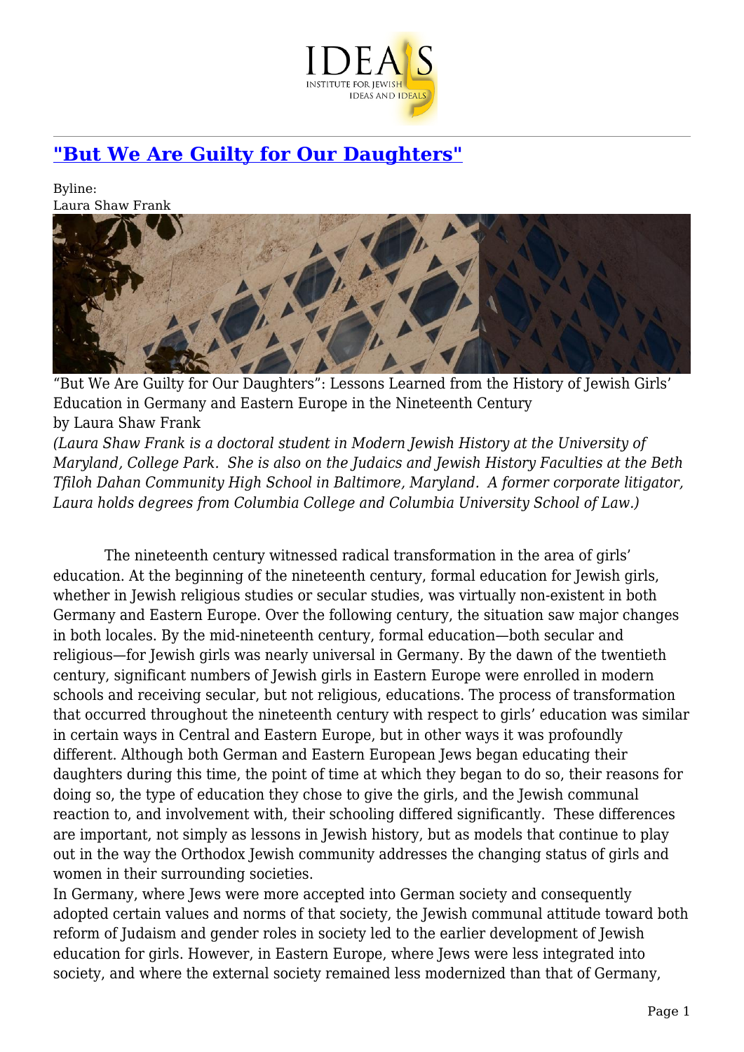# "But We Are Guilty for Our Daughters"

Byline:
Laura Shaw Frank

"But We Are Guilty for Our Daughters": Lessons Learned from the History of Jewish Girls' Education in Germany and Eastern Europe in the Nineteenth Century
by Laura Shaw Frank

*(Laura Shaw Frank is a doctoral student in Modern Jewish History at the University of Maryland, College Park. She is also on the Judaics and Jewish History Faculties at the Beth Tfiloh Dahan Community High School in Baltimore, Maryland. A former corporate litigator, Laura holds degrees from Columbia College and Columbia University School of Law.)*

The nineteenth century witnessed radical transformation in the area of girls' education. At the beginning of the nineteenth century, formal education for Jewish girls, whether in Jewish religious studies or secular studies, was virtually non-existent in both Germany and Eastern Europe. Over the following century, the situation saw major changes in both locales. By the mid-nineteenth century, formal education—both secular and religious—for Jewish girls was nearly universal in Germany. By the dawn of the twentieth century, significant numbers of Jewish girls in Eastern Europe were enrolled in modern schools and receiving secular, but not religious, educations. The process of transformation that occurred throughout the nineteenth century with respect to girls' education was similar in certain ways in Central and Eastern Europe, but in other ways it was profoundly different. Although both German and Eastern European Jews began educating their daughters during this time, the point of time at which they began to do so, their reasons for doing so, the type of education they chose to give the girls, and the Jewish communal reaction to, and involvement with, their schooling differed significantly. These differences are important, not simply as lessons in Jewish history, but as models that continue to play out in the way the Orthodox Jewish community addresses the changing status of girls and women in their surrounding societies.

In Germany, where Jews were more accepted into German society and consequently adopted certain values and norms of that society, the Jewish communal attitude toward both reform of Judaism and gender roles in society led to the earlier development of Jewish education for girls. However, in Eastern Europe, where Jews were less integrated into society, and where the external society remained less modernized than that of Germany,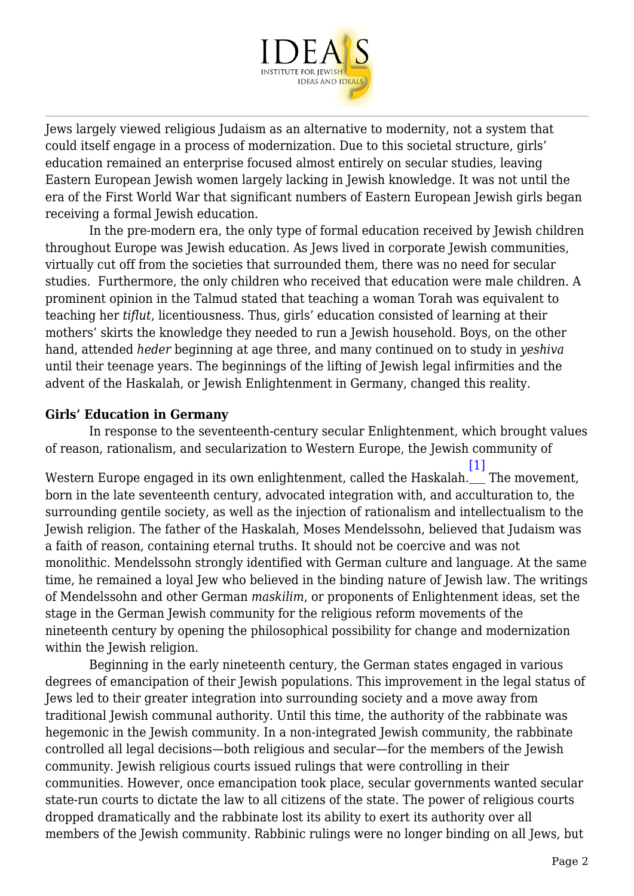Jews largely viewed religious Judaism as an alternative to modernity, not a system that could itself engage in a process of modernization. Due to this societal structure, girls' education remained an enterprise focused almost entirely on secular studies, leaving Eastern European Jewish women largely lacking in Jewish knowledge. It was not until the era of the First World War that significant numbers of Eastern European Jewish girls began receiving a formal Jewish education.

In the pre-modern era, the only type of formal education received by Jewish children throughout Europe was Jewish education. As Jews lived in corporate Jewish communities, virtually cut off from the societies that surrounded them, there was no need for secular studies. Furthermore, the only children who received that education were male children. A prominent opinion in the Talmud stated that teaching a woman Torah was equivalent to teaching her *tiflut*, licentiousness. Thus, girls' education consisted of learning at their mothers' skirts the knowledge they needed to run a Jewish household. Boys, on the other hand, attended *heder* beginning at age three, and many continued on to study in *yeshiva* until their teenage years. The beginnings of the lifting of Jewish legal infirmities and the advent of the Haskalah, or Jewish Enlightenment in Germany, changed this reality.

**Girls' Education in Germany**

In response to the seventeenth-century secular Enlightenment, which brought values of reason, rationalism, and secularization to Western Europe, the Jewish community of Western Europe engaged in its own enlightenment, called the Haskalah.[1] The movement, born in the late seventeenth century, advocated integration with, and acculturation to, the surrounding gentile society, as well as the injection of rationalism and intellectualism to the Jewish religion. The father of the Haskalah, Moses Mendelssohn, believed that Judaism was a faith of reason, containing eternal truths. It should not be coercive and was not monolithic. Mendelssohn strongly identified with German culture and language. At the same time, he remained a loyal Jew who believed in the binding nature of Jewish law. The writings of Mendelssohn and other German *maskilim*, or proponents of Enlightenment ideas, set the stage in the German Jewish community for the religious reform movements of the nineteenth century by opening the philosophical possibility for change and modernization within the Jewish religion.

Beginning in the early nineteenth century, the German states engaged in various degrees of emancipation of their Jewish populations. This improvement in the legal status of Jews led to their greater integration into surrounding society and a move away from traditional Jewish communal authority. Until this time, the authority of the rabbinate was hegemonic in the Jewish community. In a non-integrated Jewish community, the rabbinate controlled all legal decisions—both religious and secular—for the members of the Jewish community. Jewish religious courts issued rulings that were controlling in their communities. However, once emancipation took place, secular governments wanted secular state-run courts to dictate the law to all citizens of the state. The power of religious courts dropped dramatically and the rabbinate lost its ability to exert its authority over all members of the Jewish community. Rabbinic rulings were no longer binding on all Jews, but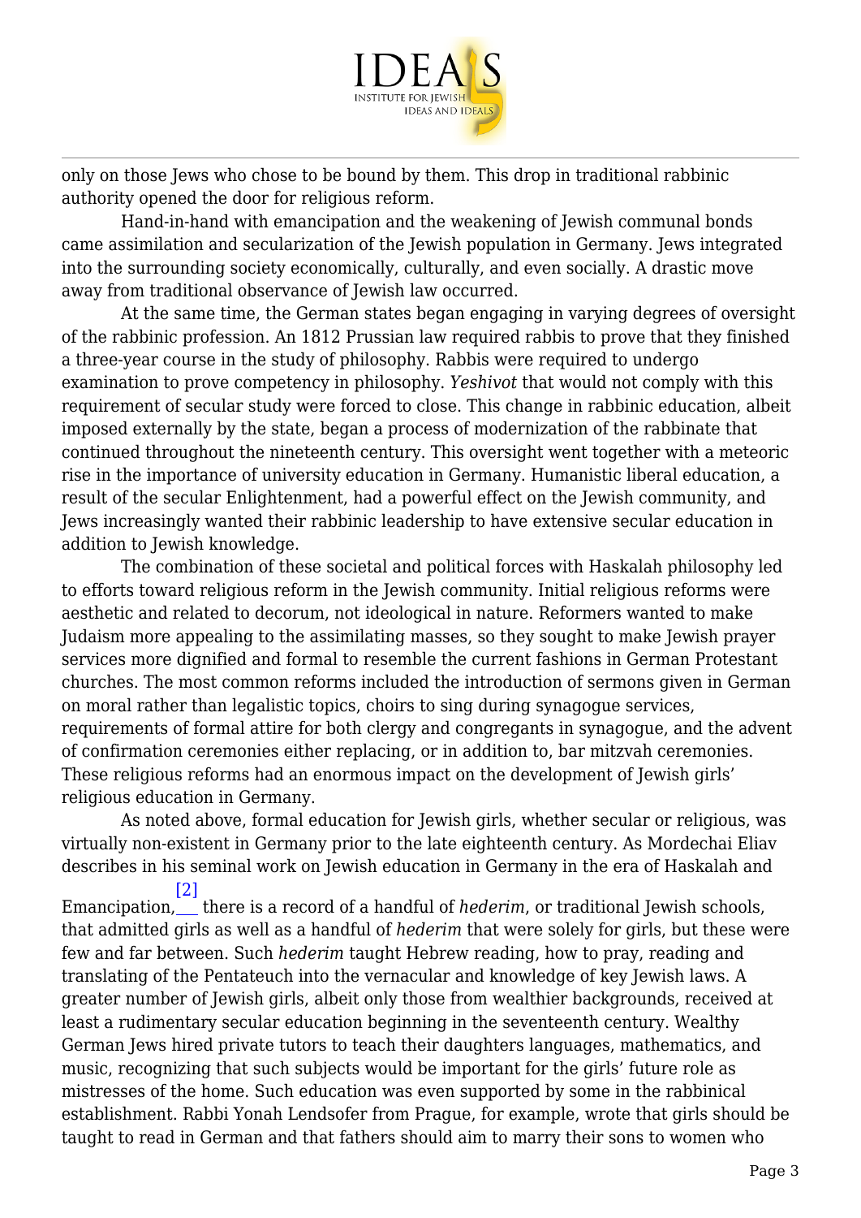only on those Jews who chose to be bound by them. This drop in traditional rabbinic authority opened the door for religious reform.

Hand-in-hand with emancipation and the weakening of Jewish communal bonds came assimilation and secularization of the Jewish population in Germany. Jews integrated into the surrounding society economically, culturally, and even socially. A drastic move away from traditional observance of Jewish law occurred.

At the same time, the German states began engaging in varying degrees of oversight of the rabbinic profession. An 1812 Prussian law required rabbis to prove that they finished a three-year course in the study of philosophy. Rabbis were required to undergo examination to prove competency in philosophy. *Yeshivot* that would not comply with this requirement of secular study were forced to close. This change in rabbinic education, albeit imposed externally by the state, began a process of modernization of the rabbinate that continued throughout the nineteenth century. This oversight went together with a meteoric rise in the importance of university education in Germany. Humanistic liberal education, a result of the secular Enlightenment, had a powerful effect on the Jewish community, and Jews increasingly wanted their rabbinic leadership to have extensive secular education in addition to Jewish knowledge.

The combination of these societal and political forces with Haskalah philosophy led to efforts toward religious reform in the Jewish community. Initial religious reforms were aesthetic and related to decorum, not ideological in nature. Reformers wanted to make Judaism more appealing to the assimilating masses, so they sought to make Jewish prayer services more dignified and formal to resemble the current fashions in German Protestant churches. The most common reforms included the introduction of sermons given in German on moral rather than legalistic topics, choirs to sing during synagogue services, requirements of formal attire for both clergy and congregants in synagogue, and the advent of confirmation ceremonies either replacing, or in addition to, bar mitzvah ceremonies. These religious reforms had an enormous impact on the development of Jewish girls' religious education in Germany.

As noted above, formal education for Jewish girls, whether secular or religious, was virtually non-existent in Germany prior to the late eighteenth century. As Mordechai Eliav describes in his seminal work on Jewish education in Germany in the era of Haskalah and Emancipation,[2] there is a record of a handful of *hederim*, or traditional Jewish schools, that admitted girls as well as a handful of *hederim* that were solely for girls, but these were few and far between. Such *hederim* taught Hebrew reading, how to pray, reading and translating of the Pentateuch into the vernacular and knowledge of key Jewish laws. A greater number of Jewish girls, albeit only those from wealthier backgrounds, received at least a rudimentary secular education beginning in the seventeenth century. Wealthy German Jews hired private tutors to teach their daughters languages, mathematics, and music, recognizing that such subjects would be important for the girls' future role as mistresses of the home. Such education was even supported by some in the rabbinical establishment. Rabbi Yonah Lendsofer from Prague, for example, wrote that girls should be taught to read in German and that fathers should aim to marry their sons to women who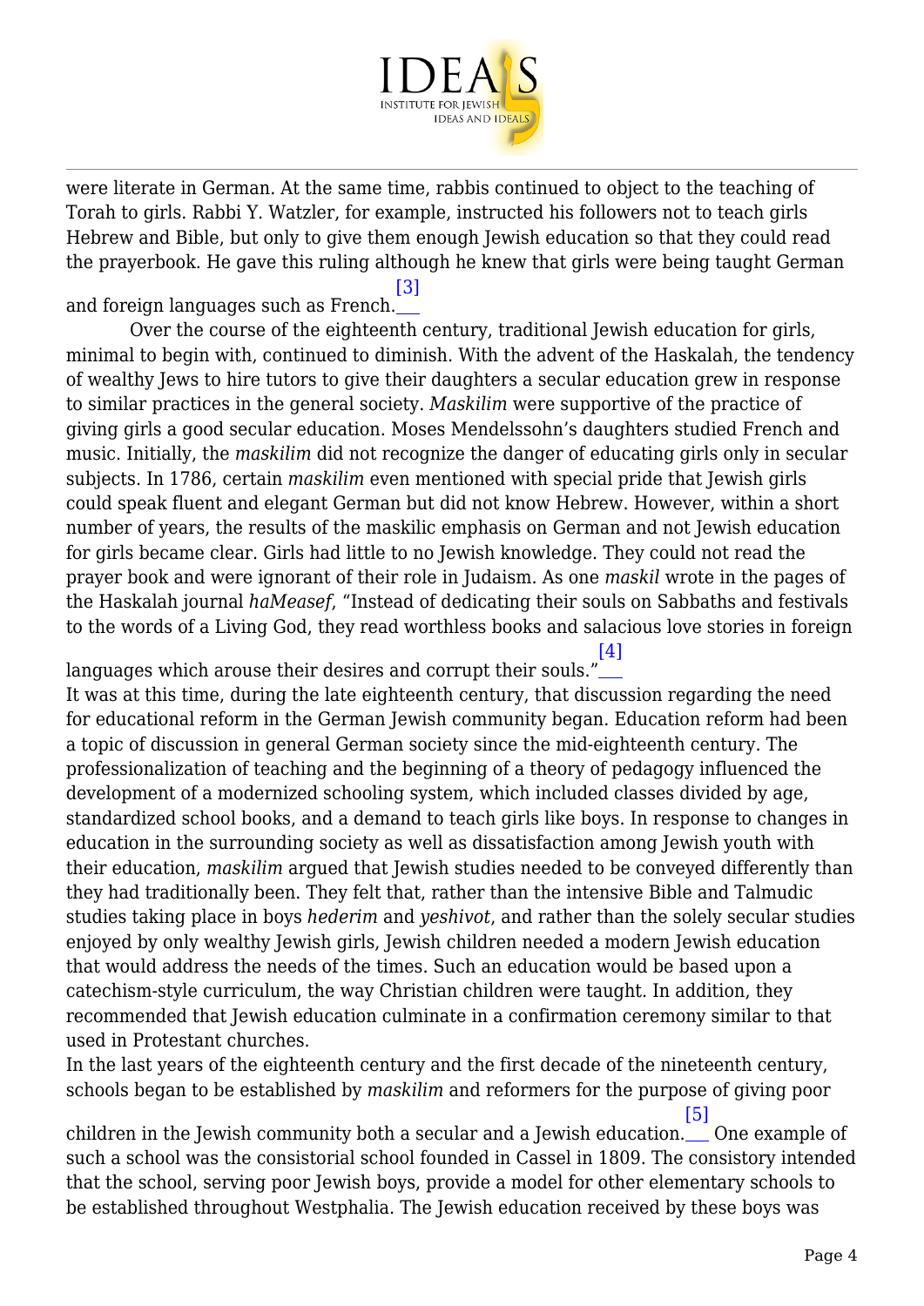were literate in German. At the same time, rabbis continued to object to the teaching of Torah to girls. Rabbi Y. Watzler, for example, instructed his followers not to teach girls Hebrew and Bible, but only to give them enough Jewish education so that they could read the prayerbook. He gave this ruling although he knew that girls were being taught German and foreign languages such as French.[3]

Over the course of the eighteenth century, traditional Jewish education for girls, minimal to begin with, continued to diminish. With the advent of the Haskalah, the tendency of wealthy Jews to hire tutors to give their daughters a secular education grew in response to similar practices in the general society. *Maskilim* were supportive of the practice of giving girls a good secular education. Moses Mendelssohn's daughters studied French and music. Initially, the *maskilim* did not recognize the danger of educating girls only in secular subjects. In 1786, certain *maskilim* even mentioned with special pride that Jewish girls could speak fluent and elegant German but did not know Hebrew. However, within a short number of years, the results of the maskilic emphasis on German and not Jewish education for girls became clear. Girls had little to no Jewish knowledge. They could not read the prayer book and were ignorant of their role in Judaism. As one *maskil* wrote in the pages of the Haskalah journal *haMeasef*, "Instead of dedicating their souls on Sabbaths and festivals to the words of a Living God, they read worthless books and salacious love stories in foreign languages which arouse their desires and corrupt their souls."[4]

It was at this time, during the late eighteenth century, that discussion regarding the need for educational reform in the German Jewish community began. Education reform had been a topic of discussion in general German society since the mid-eighteenth century. The professionalization of teaching and the beginning of a theory of pedagogy influenced the development of a modernized schooling system, which included classes divided by age, standardized school books, and a demand to teach girls like boys. In response to changes in education in the surrounding society as well as dissatisfaction among Jewish youth with their education, *maskilim* argued that Jewish studies needed to be conveyed differently than they had traditionally been. They felt that, rather than the intensive Bible and Talmudic studies taking place in boys *hederim* and *yeshivot*, and rather than the solely secular studies enjoyed by only wealthy Jewish girls, Jewish children needed a modern Jewish education that would address the needs of the times. Such an education would be based upon a catechism-style curriculum, the way Christian children were taught. In addition, they recommended that Jewish education culminate in a confirmation ceremony similar to that used in Protestant churches.

In the last years of the eighteenth century and the first decade of the nineteenth century, schools began to be established by *maskilim* and reformers for the purpose of giving poor children in the Jewish community both a secular and a Jewish education.[5] One example of such a school was the consistorial school founded in Cassel in 1809. The consistory intended that the school, serving poor Jewish boys, provide a model for other elementary schools to be established throughout Westphalia. The Jewish education received by these boys was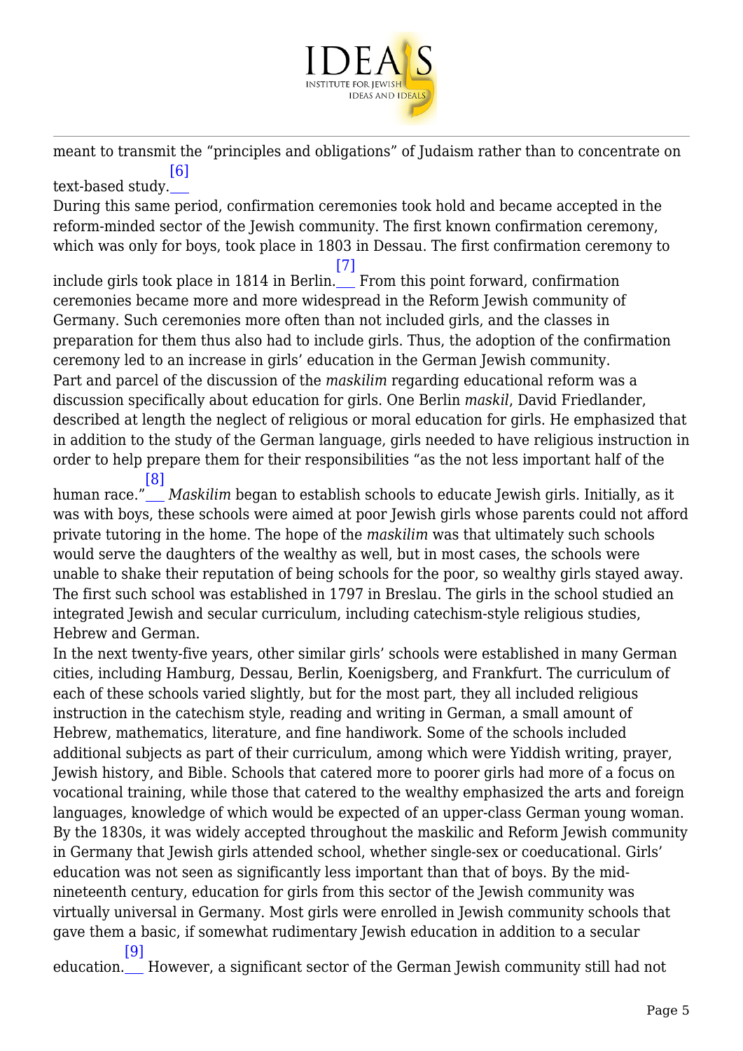meant to transmit the "principles and obligations" of Judaism rather than to concentrate on text-based study.[6]

During this same period, confirmation ceremonies took hold and became accepted in the reform-minded sector of the Jewish community. The first known confirmation ceremony, which was only for boys, took place in 1803 in Dessau. The first confirmation ceremony to include girls took place in 1814 in Berlin.[7] From this point forward, confirmation ceremonies became more and more widespread in the Reform Jewish community of Germany. Such ceremonies more often than not included girls, and the classes in preparation for them thus also had to include girls. Thus, the adoption of the confirmation ceremony led to an increase in girls' education in the German Jewish community.

Part and parcel of the discussion of the *maskilim* regarding educational reform was a discussion specifically about education for girls. One Berlin *maskil*, David Friedlander, described at length the neglect of religious or moral education for girls. He emphasized that in addition to the study of the German language, girls needed to have religious instruction in order to help prepare them for their responsibilities "as the not less important half of the human race."[8] *Maskilim* began to establish schools to educate Jewish girls. Initially, as it was with boys, these schools were aimed at poor Jewish girls whose parents could not afford private tutoring in the home. The hope of the *maskilim* was that ultimately such schools would serve the daughters of the wealthy as well, but in most cases, the schools were unable to shake their reputation of being schools for the poor, so wealthy girls stayed away. The first such school was established in 1797 in Breslau. The girls in the school studied an integrated Jewish and secular curriculum, including catechism-style religious studies, Hebrew and German.

In the next twenty-five years, other similar girls' schools were established in many German cities, including Hamburg, Dessau, Berlin, Koenigsberg, and Frankfurt. The curriculum of each of these schools varied slightly, but for the most part, they all included religious instruction in the catechism style, reading and writing in German, a small amount of Hebrew, mathematics, literature, and fine handiwork. Some of the schools included additional subjects as part of their curriculum, among which were Yiddish writing, prayer, Jewish history, and Bible. Schools that catered more to poorer girls had more of a focus on vocational training, while those that catered to the wealthy emphasized the arts and foreign languages, knowledge of which would be expected of an upper-class German young woman.

By the 1830s, it was widely accepted throughout the maskilic and Reform Jewish community in Germany that Jewish girls attended school, whether single-sex or coeducational. Girls' education was not seen as significantly less important than that of boys. By the mid-nineteenth century, education for girls from this sector of the Jewish community was virtually universal in Germany. Most girls were enrolled in Jewish community schools that gave them a basic, if somewhat rudimentary Jewish education in addition to a secular education.[9] However, a significant sector of the German Jewish community still had not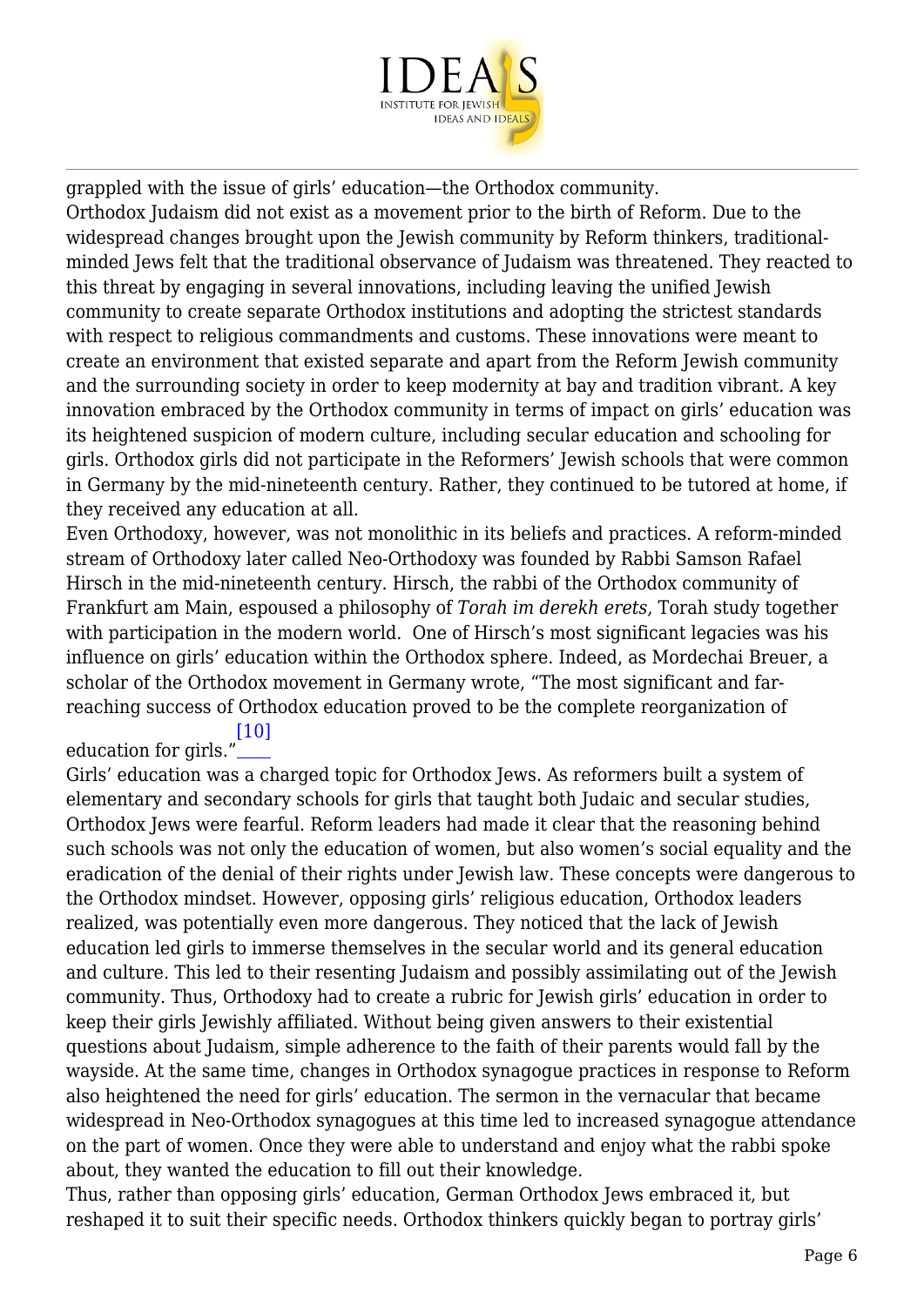grappled with the issue of girls' education—the Orthodox community.

Orthodox Judaism did not exist as a movement prior to the birth of Reform. Due to the widespread changes brought upon the Jewish community by Reform thinkers, traditional-minded Jews felt that the traditional observance of Judaism was threatened. They reacted to this threat by engaging in several innovations, including leaving the unified Jewish community to create separate Orthodox institutions and adopting the strictest standards with respect to religious commandments and customs. These innovations were meant to create an environment that existed separate and apart from the Reform Jewish community and the surrounding society in order to keep modernity at bay and tradition vibrant. A key innovation embraced by the Orthodox community in terms of impact on girls' education was its heightened suspicion of modern culture, including secular education and schooling for girls. Orthodox girls did not participate in the Reformers' Jewish schools that were common in Germany by the mid-nineteenth century. Rather, they continued to be tutored at home, if they received any education at all.

Even Orthodoxy, however, was not monolithic in its beliefs and practices. A reform-minded stream of Orthodoxy later called Neo-Orthodoxy was founded by Rabbi Samson Rafael Hirsch in the mid-nineteenth century. Hirsch, the rabbi of the Orthodox community of Frankfurt am Main, espoused a philosophy of *Torah im derekh erets,* Torah study together with participation in the modern world. One of Hirsch's most significant legacies was his influence on girls' education within the Orthodox sphere. Indeed, as Mordechai Breuer, a scholar of the Orthodox movement in Germany wrote, "The most significant and far-reaching success of Orthodox education proved to be the complete reorganization of education for girls."[10]

Girls' education was a charged topic for Orthodox Jews. As reformers built a system of elementary and secondary schools for girls that taught both Judaic and secular studies, Orthodox Jews were fearful. Reform leaders had made it clear that the reasoning behind such schools was not only the education of women, but also women's social equality and the eradication of the denial of their rights under Jewish law. These concepts were dangerous to the Orthodox mindset. However, opposing girls' religious education, Orthodox leaders realized, was potentially even more dangerous. They noticed that the lack of Jewish education led girls to immerse themselves in the secular world and its general education and culture. This led to their resenting Judaism and possibly assimilating out of the Jewish community. Thus, Orthodoxy had to create a rubric for Jewish girls' education in order to keep their girls Jewishly affiliated. Without being given answers to their existential questions about Judaism, simple adherence to the faith of their parents would fall by the wayside. At the same time, changes in Orthodox synagogue practices in response to Reform also heightened the need for girls' education. The sermon in the vernacular that became widespread in Neo-Orthodox synagogues at this time led to increased synagogue attendance on the part of women. Once they were able to understand and enjoy what the rabbi spoke about, they wanted the education to fill out their knowledge.

Thus, rather than opposing girls' education, German Orthodox Jews embraced it, but reshaped it to suit their specific needs. Orthodox thinkers quickly began to portray girls'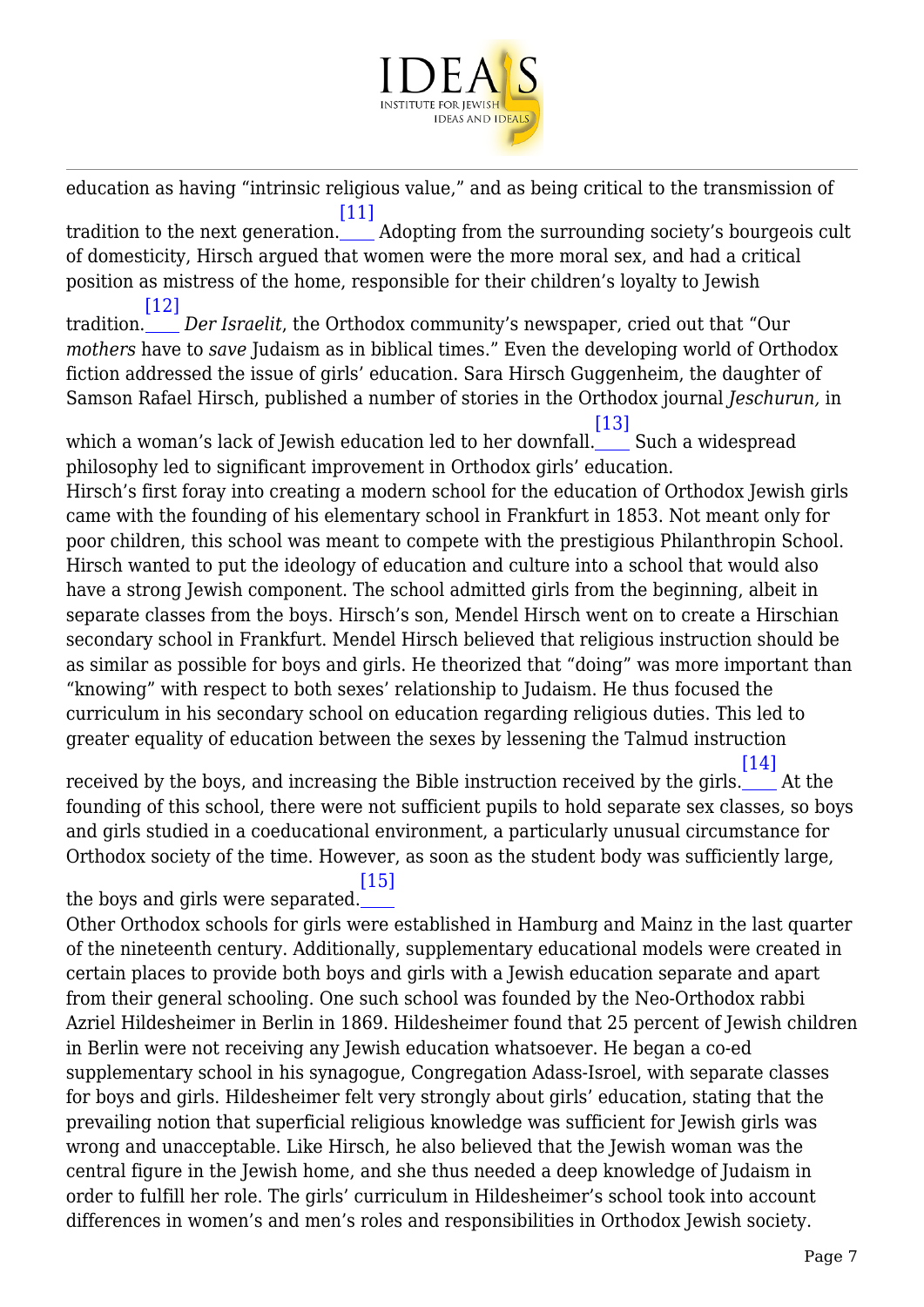education as having "intrinsic religious value," and as being critical to the transmission of tradition to the next generation.[11] Adopting from the surrounding society's bourgeois cult of domesticity, Hirsch argued that women were the more moral sex, and had a critical position as mistress of the home, responsible for their children's loyalty to Jewish tradition.[12] *Der Israelit*, the Orthodox community's newspaper, cried out that "Our *mothers* have to *save* Judaism as in biblical times." Even the developing world of Orthodox fiction addressed the issue of girls' education. Sara Hirsch Guggenheim, the daughter of Samson Rafael Hirsch, published a number of stories in the Orthodox journal *Jeschurun,* in which a woman's lack of Jewish education led to her downfall.[13] Such a widespread philosophy led to significant improvement in Orthodox girls' education.

Hirsch's first foray into creating a modern school for the education of Orthodox Jewish girls came with the founding of his elementary school in Frankfurt in 1853. Not meant only for poor children, this school was meant to compete with the prestigious Philanthropin School. Hirsch wanted to put the ideology of education and culture into a school that would also have a strong Jewish component. The school admitted girls from the beginning, albeit in separate classes from the boys. Hirsch's son, Mendel Hirsch went on to create a Hirschian secondary school in Frankfurt. Mendel Hirsch believed that religious instruction should be as similar as possible for boys and girls. He theorized that "doing" was more important than "knowing" with respect to both sexes' relationship to Judaism. He thus focused the curriculum in his secondary school on education regarding religious duties. This led to greater equality of education between the sexes by lessening the Talmud instruction received by the boys, and increasing the Bible instruction received by the girls.[14] At the founding of this school, there were not sufficient pupils to hold separate sex classes, so boys and girls studied in a coeducational environment, a particularly unusual circumstance for Orthodox society of the time. However, as soon as the student body was sufficiently large, the boys and girls were separated.[15]

Other Orthodox schools for girls were established in Hamburg and Mainz in the last quarter of the nineteenth century. Additionally, supplementary educational models were created in certain places to provide both boys and girls with a Jewish education separate and apart from their general schooling. One such school was founded by the Neo-Orthodox rabbi Azriel Hildesheimer in Berlin in 1869. Hildesheimer found that 25 percent of Jewish children in Berlin were not receiving any Jewish education whatsoever. He began a co-ed supplementary school in his synagogue, Congregation Adass-Isroel, with separate classes for boys and girls. Hildesheimer felt very strongly about girls' education, stating that the prevailing notion that superficial religious knowledge was sufficient for Jewish girls was wrong and unacceptable. Like Hirsch, he also believed that the Jewish woman was the central figure in the Jewish home, and she thus needed a deep knowledge of Judaism in order to fulfill her role. The girls' curriculum in Hildesheimer's school took into account differences in women's and men's roles and responsibilities in Orthodox Jewish society.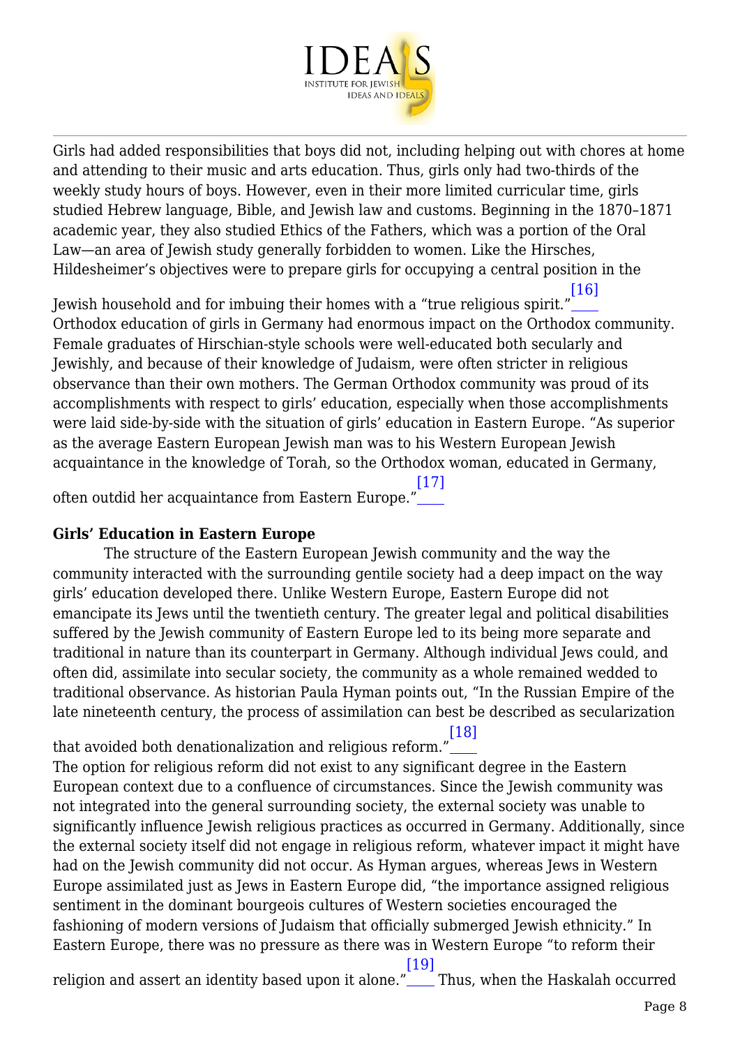Girls had added responsibilities that boys did not, including helping out with chores at home and attending to their music and arts education. Thus, girls only had two-thirds of the weekly study hours of boys. However, even in their more limited curricular time, girls studied Hebrew language, Bible, and Jewish law and customs. Beginning in the 1870–1871 academic year, they also studied Ethics of the Fathers, which was a portion of the Oral Law—an area of Jewish study generally forbidden to women. Like the Hirsches, Hildesheimer's objectives were to prepare girls for occupying a central position in the Jewish household and for imbuing their homes with a "true religious spirit."[16]

Orthodox education of girls in Germany had enormous impact on the Orthodox community. Female graduates of Hirschian-style schools were well-educated both secularly and Jewishly, and because of their knowledge of Judaism, were often stricter in religious observance than their own mothers. The German Orthodox community was proud of its accomplishments with respect to girls' education, especially when those accomplishments were laid side-by-side with the situation of girls' education in Eastern Europe. "As superior as the average Eastern European Jewish man was to his Western European Jewish acquaintance in the knowledge of Torah, so the Orthodox woman, educated in Germany, often outdid her acquaintance from Eastern Europe."[17]

**Girls' Education in Eastern Europe**

The structure of the Eastern European Jewish community and the way the community interacted with the surrounding gentile society had a deep impact on the way girls' education developed there. Unlike Western Europe, Eastern Europe did not emancipate its Jews until the twentieth century. The greater legal and political disabilities suffered by the Jewish community of Eastern Europe led to its being more separate and traditional in nature than its counterpart in Germany. Although individual Jews could, and often did, assimilate into secular society, the community as a whole remained wedded to traditional observance. As historian Paula Hyman points out, "In the Russian Empire of the late nineteenth century, the process of assimilation can best be described as secularization that avoided both denationalization and religious reform."[18]

The option for religious reform did not exist to any significant degree in the Eastern European context due to a confluence of circumstances. Since the Jewish community was not integrated into the general surrounding society, the external society was unable to significantly influence Jewish religious practices as occurred in Germany. Additionally, since the external society itself did not engage in religious reform, whatever impact it might have had on the Jewish community did not occur. As Hyman argues, whereas Jews in Western Europe assimilated just as Jews in Eastern Europe did, "the importance assigned religious sentiment in the dominant bourgeois cultures of Western societies encouraged the fashioning of modern versions of Judaism that officially submerged Jewish ethnicity." In Eastern Europe, there was no pressure as there was in Western Europe "to reform their religion and assert an identity based upon it alone."[19] Thus, when the Haskalah occurred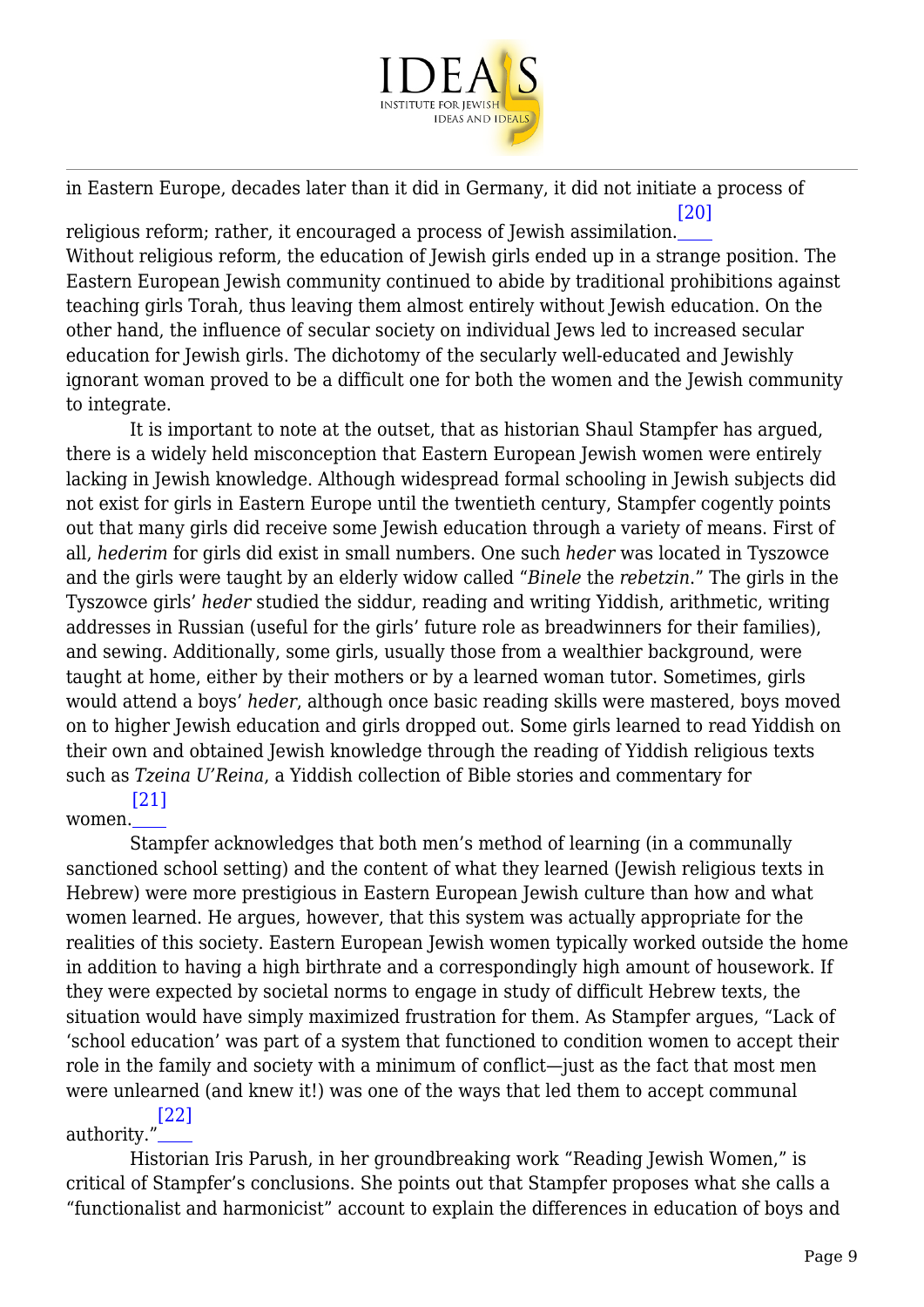in Eastern Europe, decades later than it did in Germany, it did not initiate a process of religious reform; rather, it encouraged a process of Jewish assimilation.[20] Without religious reform, the education of Jewish girls ended up in a strange position. The Eastern European Jewish community continued to abide by traditional prohibitions against teaching girls Torah, thus leaving them almost entirely without Jewish education. On the other hand, the influence of secular society on individual Jews led to increased secular education for Jewish girls. The dichotomy of the secularly well-educated and Jewishly ignorant woman proved to be a difficult one for both the women and the Jewish community to integrate.

It is important to note at the outset, that as historian Shaul Stampfer has argued, there is a widely held misconception that Eastern European Jewish women were entirely lacking in Jewish knowledge. Although widespread formal schooling in Jewish subjects did not exist for girls in Eastern Europe until the twentieth century, Stampfer cogently points out that many girls did receive some Jewish education through a variety of means. First of all, *hederim* for girls did exist in small numbers. One such *heder* was located in Tyszowce and the girls were taught by an elderly widow called "*Binele* the *rebetzin*." The girls in the Tyszowce girls' *heder* studied the siddur, reading and writing Yiddish, arithmetic, writing addresses in Russian (useful for the girls' future role as breadwinners for their families), and sewing. Additionally, some girls, usually those from a wealthier background, were taught at home, either by their mothers or by a learned woman tutor. Sometimes, girls would attend a boys' *heder*, although once basic reading skills were mastered, boys moved on to higher Jewish education and girls dropped out. Some girls learned to read Yiddish on their own and obtained Jewish knowledge through the reading of Yiddish religious texts such as *Tzeina U'Reina*, a Yiddish collection of Bible stories and commentary for women.[21]

Stampfer acknowledges that both men's method of learning (in a communally sanctioned school setting) and the content of what they learned (Jewish religious texts in Hebrew) were more prestigious in Eastern European Jewish culture than how and what women learned. He argues, however, that this system was actually appropriate for the realities of this society. Eastern European Jewish women typically worked outside the home in addition to having a high birthrate and a correspondingly high amount of housework. If they were expected by societal norms to engage in study of difficult Hebrew texts, the situation would have simply maximized frustration for them. As Stampfer argues, "Lack of 'school education' was part of a system that functioned to condition women to accept their role in the family and society with a minimum of conflict—just as the fact that most men were unlearned (and knew it!) was one of the ways that led them to accept communal authority."[22]

Historian Iris Parush, in her groundbreaking work "Reading Jewish Women," is critical of Stampfer's conclusions. She points out that Stampfer proposes what she calls a "functionalist and harmonicist" account to explain the differences in education of boys and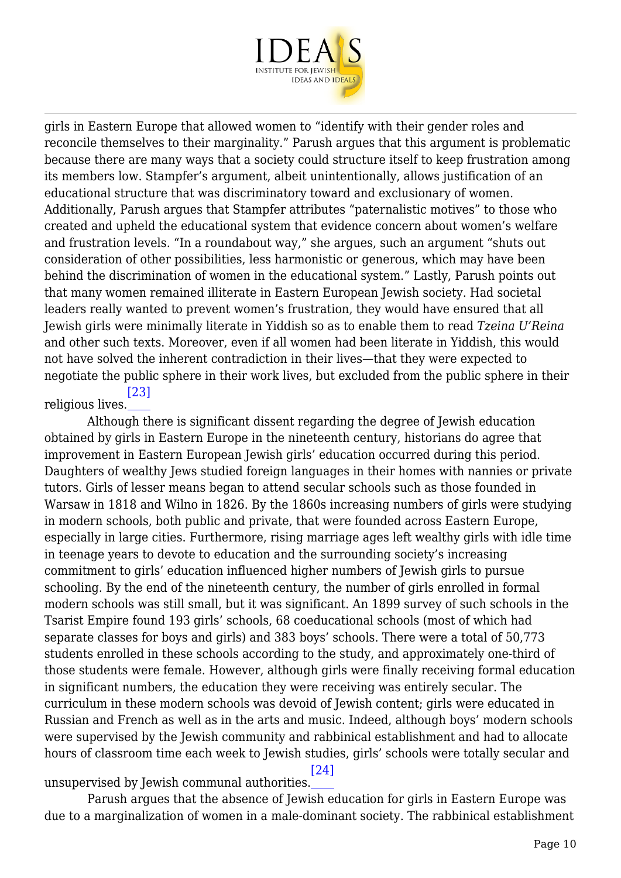girls in Eastern Europe that allowed women to "identify with their gender roles and reconcile themselves to their marginality." Parush argues that this argument is problematic because there are many ways that a society could structure itself to keep frustration among its members low. Stampfer's argument, albeit unintentionally, allows justification of an educational structure that was discriminatory toward and exclusionary of women. Additionally, Parush argues that Stampfer attributes "paternalistic motives" to those who created and upheld the educational system that evidence concern about women's welfare and frustration levels. "In a roundabout way," she argues, such an argument "shuts out consideration of other possibilities, less harmonistic or generous, which may have been behind the discrimination of women in the educational system." Lastly, Parush points out that many women remained illiterate in Eastern European Jewish society. Had societal leaders really wanted to prevent women's frustration, they would have ensured that all Jewish girls were minimally literate in Yiddish so as to enable them to read *Tzeina U'Reina* and other such texts. Moreover, even if all women had been literate in Yiddish, this would not have solved the inherent contradiction in their lives—that they were expected to negotiate the public sphere in their work lives, but excluded from the public sphere in their religious lives.[23]

Although there is significant dissent regarding the degree of Jewish education obtained by girls in Eastern Europe in the nineteenth century, historians do agree that improvement in Eastern European Jewish girls' education occurred during this period. Daughters of wealthy Jews studied foreign languages in their homes with nannies or private tutors. Girls of lesser means began to attend secular schools such as those founded in Warsaw in 1818 and Wilno in 1826. By the 1860s increasing numbers of girls were studying in modern schools, both public and private, that were founded across Eastern Europe, especially in large cities. Furthermore, rising marriage ages left wealthy girls with idle time in teenage years to devote to education and the surrounding society's increasing commitment to girls' education influenced higher numbers of Jewish girls to pursue schooling. By the end of the nineteenth century, the number of girls enrolled in formal modern schools was still small, but it was significant. An 1899 survey of such schools in the Tsarist Empire found 193 girls' schools, 68 coeducational schools (most of which had separate classes for boys and girls) and 383 boys' schools. There were a total of 50,773 students enrolled in these schools according to the study, and approximately one-third of those students were female. However, although girls were finally receiving formal education in significant numbers, the education they were receiving was entirely secular. The curriculum in these modern schools was devoid of Jewish content; girls were educated in Russian and French as well as in the arts and music. Indeed, although boys' modern schools were supervised by the Jewish community and rabbinical establishment and had to allocate hours of classroom time each week to Jewish studies, girls' schools were totally secular and unsupervised by Jewish communal authorities.[24]

Parush argues that the absence of Jewish education for girls in Eastern Europe was due to a marginalization of women in a male-dominant society. The rabbinical establishment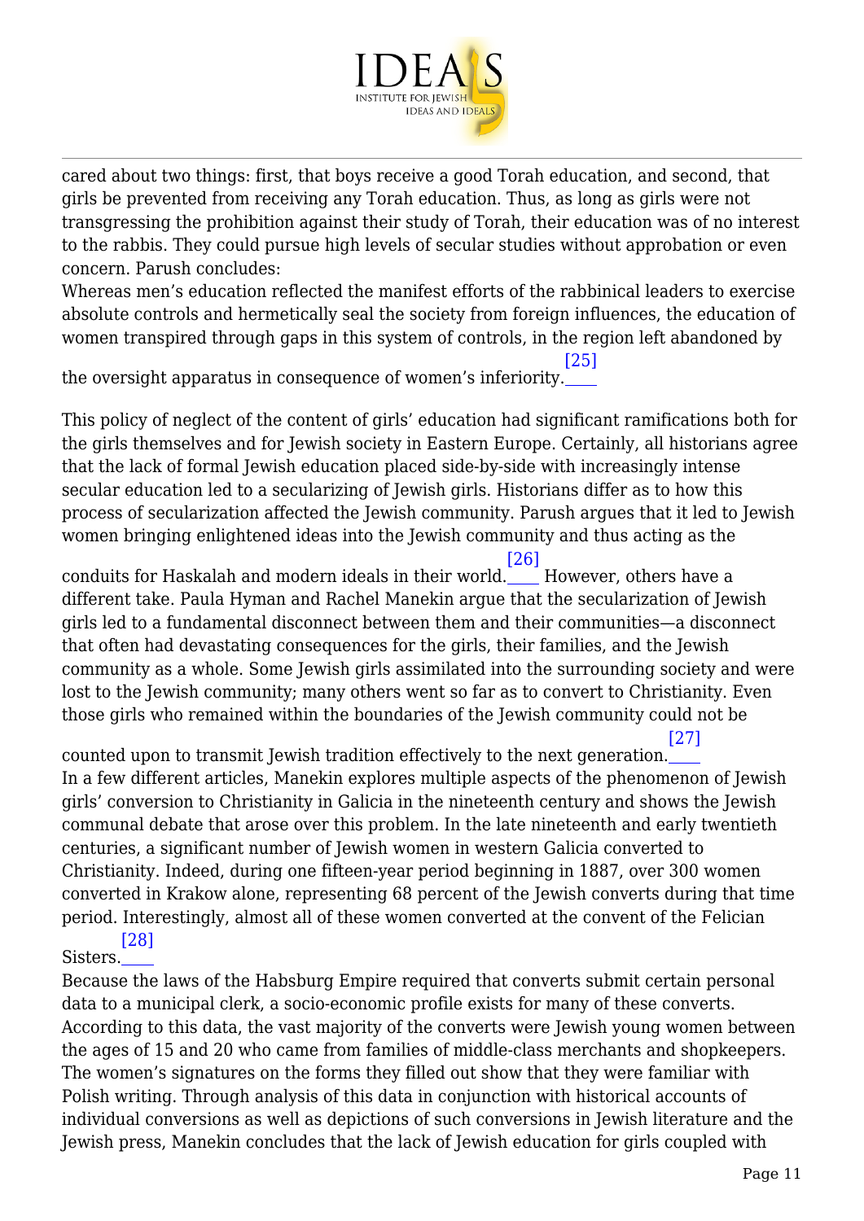cared about two things: first, that boys receive a good Torah education, and second, that girls be prevented from receiving any Torah education. Thus, as long as girls were not transgressing the prohibition against their study of Torah, their education was of no interest to the rabbis. They could pursue high levels of secular studies without approbation or even concern. Parush concludes:

Whereas men's education reflected the manifest efforts of the rabbinical leaders to exercise absolute controls and hermetically seal the society from foreign influences, the education of women transpired through gaps in this system of controls, in the region left abandoned by the oversight apparatus in consequence of women's inferiority.[25]

This policy of neglect of the content of girls' education had significant ramifications both for the girls themselves and for Jewish society in Eastern Europe. Certainly, all historians agree that the lack of formal Jewish education placed side-by-side with increasingly intense secular education led to a secularizing of Jewish girls. Historians differ as to how this process of secularization affected the Jewish community. Parush argues that it led to Jewish women bringing enlightened ideas into the Jewish community and thus acting as the conduits for Haskalah and modern ideals in their world.[26] However, others have a different take. Paula Hyman and Rachel Manekin argue that the secularization of Jewish girls led to a fundamental disconnect between them and their communities—a disconnect that often had devastating consequences for the girls, their families, and the Jewish community as a whole. Some Jewish girls assimilated into the surrounding society and were lost to the Jewish community; many others went so far as to convert to Christianity. Even those girls who remained within the boundaries of the Jewish community could not be counted upon to transmit Jewish tradition effectively to the next generation.[27]

In a few different articles, Manekin explores multiple aspects of the phenomenon of Jewish girls' conversion to Christianity in Galicia in the nineteenth century and shows the Jewish communal debate that arose over this problem. In the late nineteenth and early twentieth centuries, a significant number of Jewish women in western Galicia converted to Christianity. Indeed, during one fifteen-year period beginning in 1887, over 300 women converted in Krakow alone, representing 68 percent of the Jewish converts during that time period. Interestingly, almost all of these women converted at the convent of the Felician Sisters.[28]

Because the laws of the Habsburg Empire required that converts submit certain personal data to a municipal clerk, a socio-economic profile exists for many of these converts. According to this data, the vast majority of the converts were Jewish young women between the ages of 15 and 20 who came from families of middle-class merchants and shopkeepers. The women's signatures on the forms they filled out show that they were familiar with Polish writing. Through analysis of this data in conjunction with historical accounts of individual conversions as well as depictions of such conversions in Jewish literature and the Jewish press, Manekin concludes that the lack of Jewish education for girls coupled with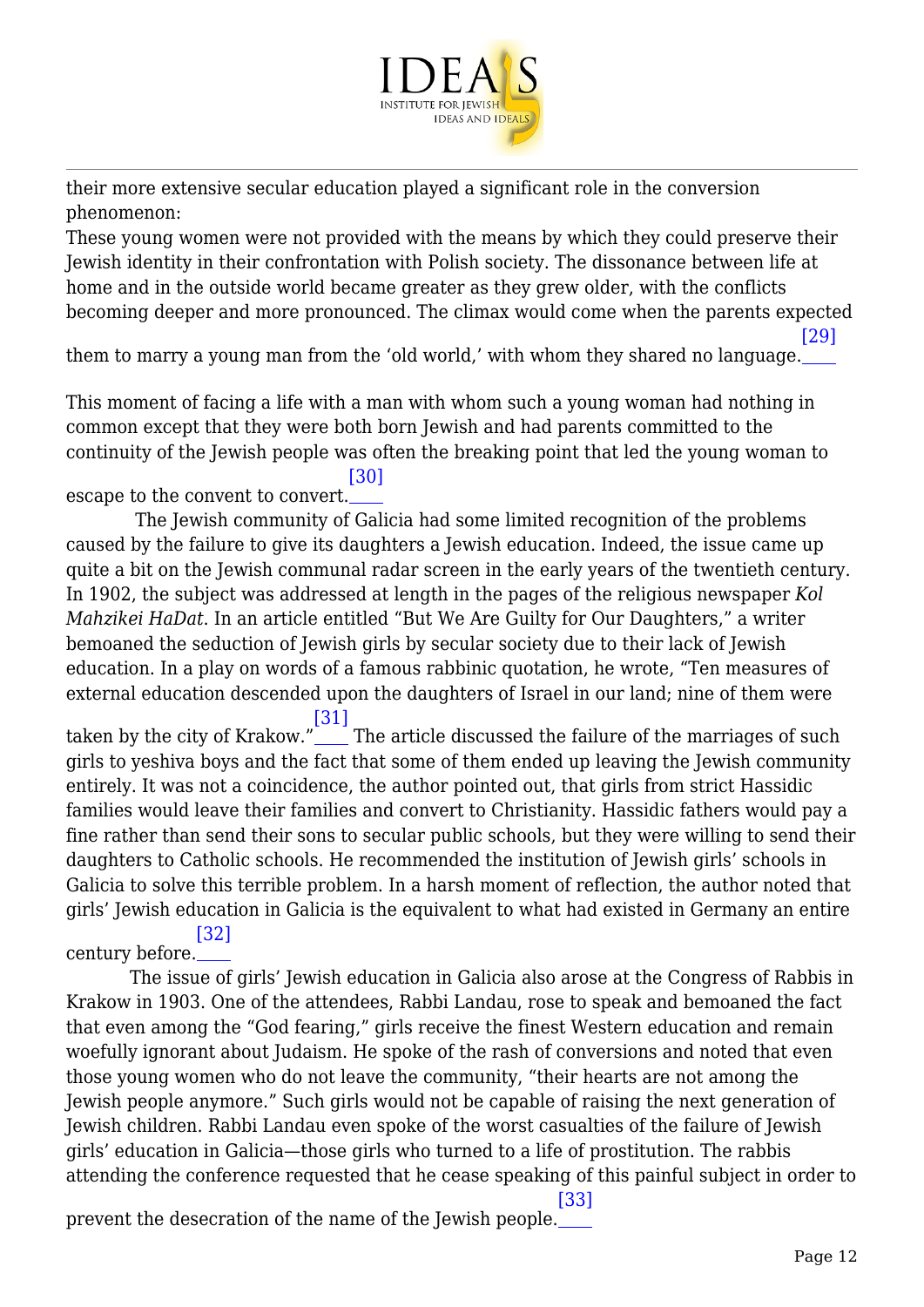their more extensive secular education played a significant role in the conversion phenomenon:

These young women were not provided with the means by which they could preserve their Jewish identity in their confrontation with Polish society. The dissonance between life at home and in the outside world became greater as they grew older, with the conflicts becoming deeper and more pronounced. The climax would come when the parents expected them to marry a young man from the 'old world,' with whom they shared no language.[29]

This moment of facing a life with a man with whom such a young woman had nothing in common except that they were both born Jewish and had parents committed to the continuity of the Jewish people was often the breaking point that led the young woman to escape to the convent to convert.[30]

The Jewish community of Galicia had some limited recognition of the problems caused by the failure to give its daughters a Jewish education. Indeed, the issue came up quite a bit on the Jewish communal radar screen in the early years of the twentieth century. In 1902, the subject was addressed at length in the pages of the religious newspaper *Kol Mahzikei HaDat*. In an article entitled "But We Are Guilty for Our Daughters," a writer bemoaned the seduction of Jewish girls by secular society due to their lack of Jewish education. In a play on words of a famous rabbinic quotation, he wrote, "Ten measures of external education descended upon the daughters of Israel in our land; nine of them were taken by the city of Krakow."[31] The article discussed the failure of the marriages of such girls to yeshiva boys and the fact that some of them ended up leaving the Jewish community entirely. It was not a coincidence, the author pointed out, that girls from strict Hassidic families would leave their families and convert to Christianity. Hassidic fathers would pay a fine rather than send their sons to secular public schools, but they were willing to send their daughters to Catholic schools. He recommended the institution of Jewish girls' schools in Galicia to solve this terrible problem. In a harsh moment of reflection, the author noted that girls' Jewish education in Galicia is the equivalent to what had existed in Germany an entire century before.[32]

The issue of girls' Jewish education in Galicia also arose at the Congress of Rabbis in Krakow in 1903. One of the attendees, Rabbi Landau, rose to speak and bemoaned the fact that even among the "God fearing," girls receive the finest Western education and remain woefully ignorant about Judaism. He spoke of the rash of conversions and noted that even those young women who do not leave the community, "their hearts are not among the Jewish people anymore." Such girls would not be capable of raising the next generation of Jewish children. Rabbi Landau even spoke of the worst casualties of the failure of Jewish girls' education in Galicia—those girls who turned to a life of prostitution. The rabbis attending the conference requested that he cease speaking of this painful subject in order to prevent the desecration of the name of the Jewish people.[33]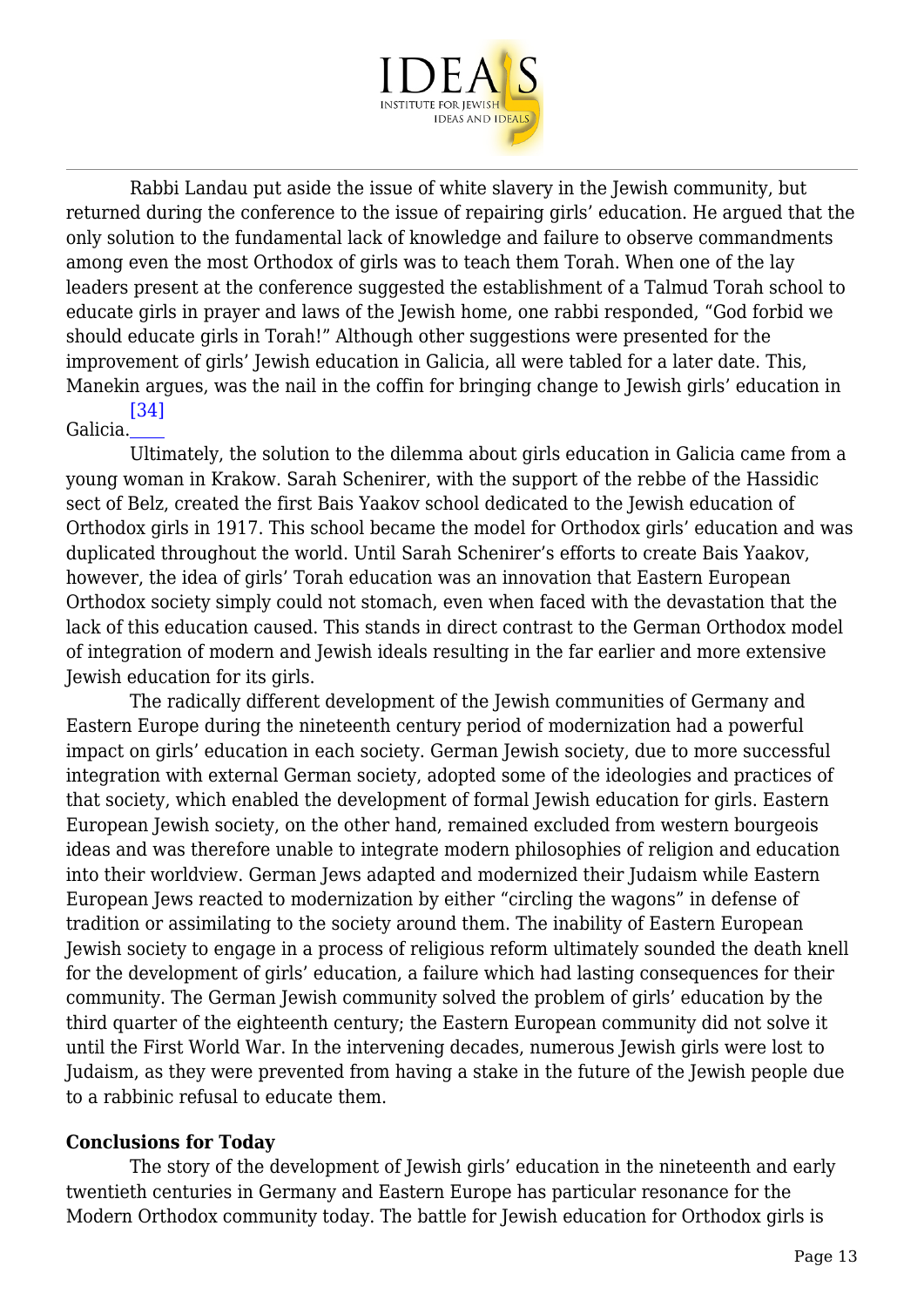Rabbi Landau put aside the issue of white slavery in the Jewish community, but returned during the conference to the issue of repairing girls' education. He argued that the only solution to the fundamental lack of knowledge and failure to observe commandments among even the most Orthodox of girls was to teach them Torah. When one of the lay leaders present at the conference suggested the establishment of a Talmud Torah school to educate girls in prayer and laws of the Jewish home, one rabbi responded, "God forbid we should educate girls in Torah!" Although other suggestions were presented for the improvement of girls' Jewish education in Galicia, all were tabled for a later date. This, Manekin argues, was the nail in the coffin for bringing change to Jewish girls' education in Galicia.[34]

Ultimately, the solution to the dilemma about girls education in Galicia came from a young woman in Krakow. Sarah Schenirer, with the support of the rebbe of the Hassidic sect of Belz, created the first Bais Yaakov school dedicated to the Jewish education of Orthodox girls in 1917. This school became the model for Orthodox girls' education and was duplicated throughout the world. Until Sarah Schenirer's efforts to create Bais Yaakov, however, the idea of girls' Torah education was an innovation that Eastern European Orthodox society simply could not stomach, even when faced with the devastation that the lack of this education caused. This stands in direct contrast to the German Orthodox model of integration of modern and Jewish ideals resulting in the far earlier and more extensive Jewish education for its girls.

The radically different development of the Jewish communities of Germany and Eastern Europe during the nineteenth century period of modernization had a powerful impact on girls' education in each society. German Jewish society, due to more successful integration with external German society, adopted some of the ideologies and practices of that society, which enabled the development of formal Jewish education for girls. Eastern European Jewish society, on the other hand, remained excluded from western bourgeois ideas and was therefore unable to integrate modern philosophies of religion and education into their worldview. German Jews adapted and modernized their Judaism while Eastern European Jews reacted to modernization by either "circling the wagons" in defense of tradition or assimilating to the society around them. The inability of Eastern European Jewish society to engage in a process of religious reform ultimately sounded the death knell for the development of girls' education, a failure which had lasting consequences for their community. The German Jewish community solved the problem of girls' education by the third quarter of the eighteenth century; the Eastern European community did not solve it until the First World War. In the intervening decades, numerous Jewish girls were lost to Judaism, as they were prevented from having a stake in the future of the Jewish people due to a rabbinic refusal to educate them.

**Conclusions for Today**

The story of the development of Jewish girls' education in the nineteenth and early twentieth centuries in Germany and Eastern Europe has particular resonance for the Modern Orthodox community today. The battle for Jewish education for Orthodox girls is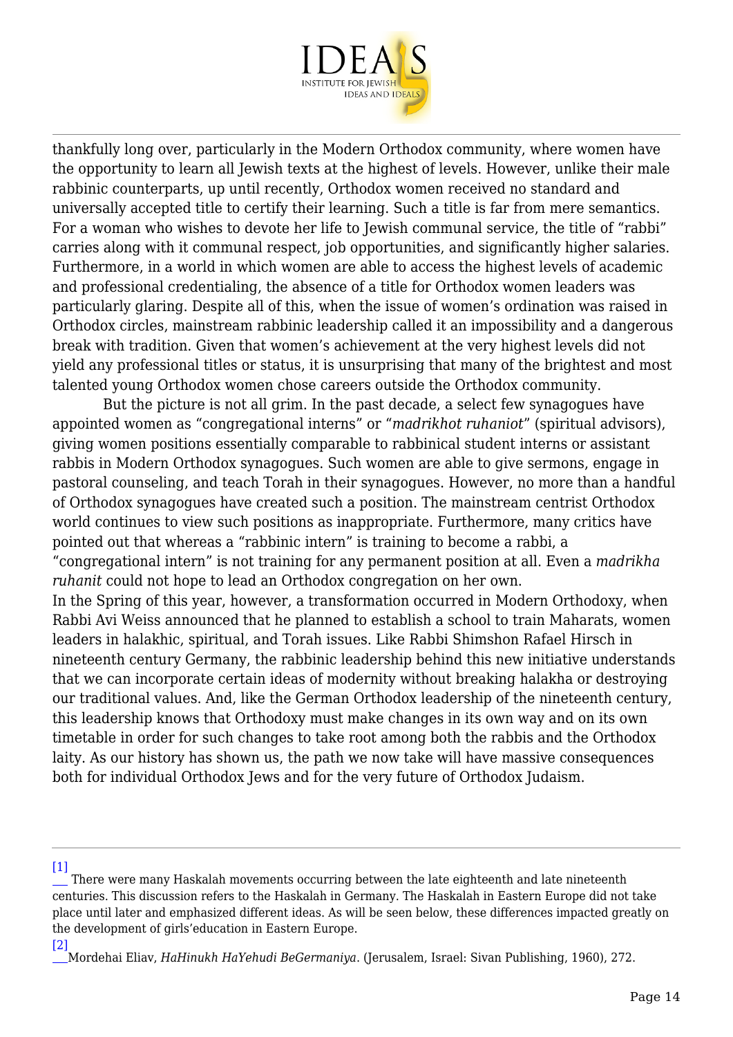thankfully long over, particularly in the Modern Orthodox community, where women have the opportunity to learn all Jewish texts at the highest of levels. However, unlike their male rabbinic counterparts, up until recently, Orthodox women received no standard and universally accepted title to certify their learning. Such a title is far from mere semantics. For a woman who wishes to devote her life to Jewish communal service, the title of "rabbi" carries along with it communal respect, job opportunities, and significantly higher salaries. Furthermore, in a world in which women are able to access the highest levels of academic and professional credentialing, the absence of a title for Orthodox women leaders was particularly glaring. Despite all of this, when the issue of women's ordination was raised in Orthodox circles, mainstream rabbinic leadership called it an impossibility and a dangerous break with tradition. Given that women's achievement at the very highest levels did not yield any professional titles or status, it is unsurprising that many of the brightest and most talented young Orthodox women chose careers outside the Orthodox community.

But the picture is not all grim. In the past decade, a select few synagogues have appointed women as "congregational interns" or "*madrikhot ruhaniot*" (spiritual advisors), giving women positions essentially comparable to rabbinical student interns or assistant rabbis in Modern Orthodox synagogues. Such women are able to give sermons, engage in pastoral counseling, and teach Torah in their synagogues. However, no more than a handful of Orthodox synagogues have created such a position. The mainstream centrist Orthodox world continues to view such positions as inappropriate. Furthermore, many critics have pointed out that whereas a "rabbinic intern" is training to become a rabbi, a "congregational intern" is not training for any permanent position at all. Even a *madrikha ruhanit* could not hope to lead an Orthodox congregation on her own.

In the Spring of this year, however, a transformation occurred in Modern Orthodoxy, when Rabbi Avi Weiss announced that he planned to establish a school to train Maharats, women leaders in halakhic, spiritual, and Torah issues. Like Rabbi Shimshon Rafael Hirsch in nineteenth century Germany, the rabbinic leadership behind this new initiative understands that we can incorporate certain ideas of modernity without breaking halakha or destroying our traditional values. And, like the German Orthodox leadership of the nineteenth century, this leadership knows that Orthodoxy must make changes in its own way and on its own timetable in order for such changes to take root among both the rabbis and the Orthodox laity. As our history has shown us, the path we now take will have massive consequences both for individual Orthodox Jews and for the very future of Orthodox Judaism.

---

[1] There were many Haskalah movements occurring between the late eighteenth and late nineteenth centuries. This discussion refers to the Haskalah in Germany. The Haskalah in Eastern Europe did not take place until later and emphasized different ideas. As will be seen below, these differences impacted greatly on the development of girls'education in Eastern Europe.

[2] Mordehai Eliav, *HaHinukh HaYehudi BeGermaniya*. (Jerusalem, Israel: Sivan Publishing, 1960), 272.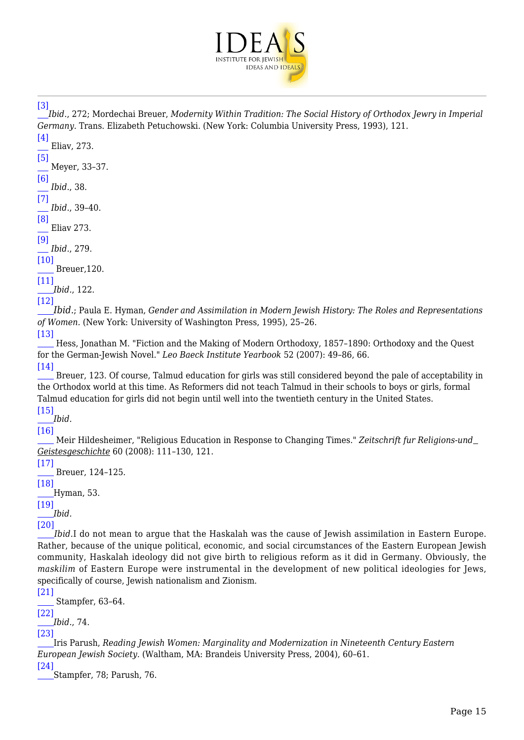[3] *Ibid*., 272; Mordechai Breuer, *Modernity Within Tradition: The Social History of Orthodox Jewry in Imperial Germany*. Trans. Elizabeth Petuchowski. (New York: Columbia University Press, 1993), 121.

[4] Eliav, 273.

[5] Meyer, 33–37.

[6] *Ibid*., 38.

[7] *Ibid*., 39–40.

[8] Eliav 273.

[9] *Ibid*., 279.

[10] Breuer,120.

[11] *Ibid*., 122.

[12] *Ibid*.; Paula E. Hyman, *Gender and Assimilation in Modern Jewish History: The Roles and Representations of Women.* (New York: University of Washington Press, 1995), 25–26.

[13] Hess, Jonathan M. "Fiction and the Making of Modern Orthodoxy, 1857–1890: Orthodoxy and the Quest for the German-Jewish Novel." *Leo Baeck Institute Yearbook* 52 (2007): 49–86, 66.

[14] Breuer, 123. Of course, Talmud education for girls was still considered beyond the pale of acceptability in the Orthodox world at this time. As Reformers did not teach Talmud in their schools to boys or girls, formal Talmud education for girls did not begin until well into the twentieth century in the United States.

[15] *Ibid*.

[16] Meir Hildesheimer, "Religious Education in Response to Changing Times." *Zeitschrift fur Religions-und_ Geistesgeschichte* 60 (2008): 111–130, 121.

[17] Breuer, 124–125.

[18] Hyman, 53.

[19] *Ibid*.

[20] *Ibid*.I do not mean to argue that the Haskalah was the cause of Jewish assimilation in Eastern Europe. Rather, because of the unique political, economic, and social circumstances of the Eastern European Jewish community, Haskalah ideology did not give birth to religious reform as it did in Germany. Obviously, the *maskilim* of Eastern Europe were instrumental in the development of new political ideologies for Jews, specifically of course, Jewish nationalism and Zionism.

[21] Stampfer, 63–64.

[22] *Ibid*., 74.

[23] Iris Parush, *Reading Jewish Women: Marginality and Modernization in Nineteenth Century Eastern European Jewish Society.* (Waltham, MA: Brandeis University Press, 2004), 60–61.

[24] Stampfer, 78; Parush, 76.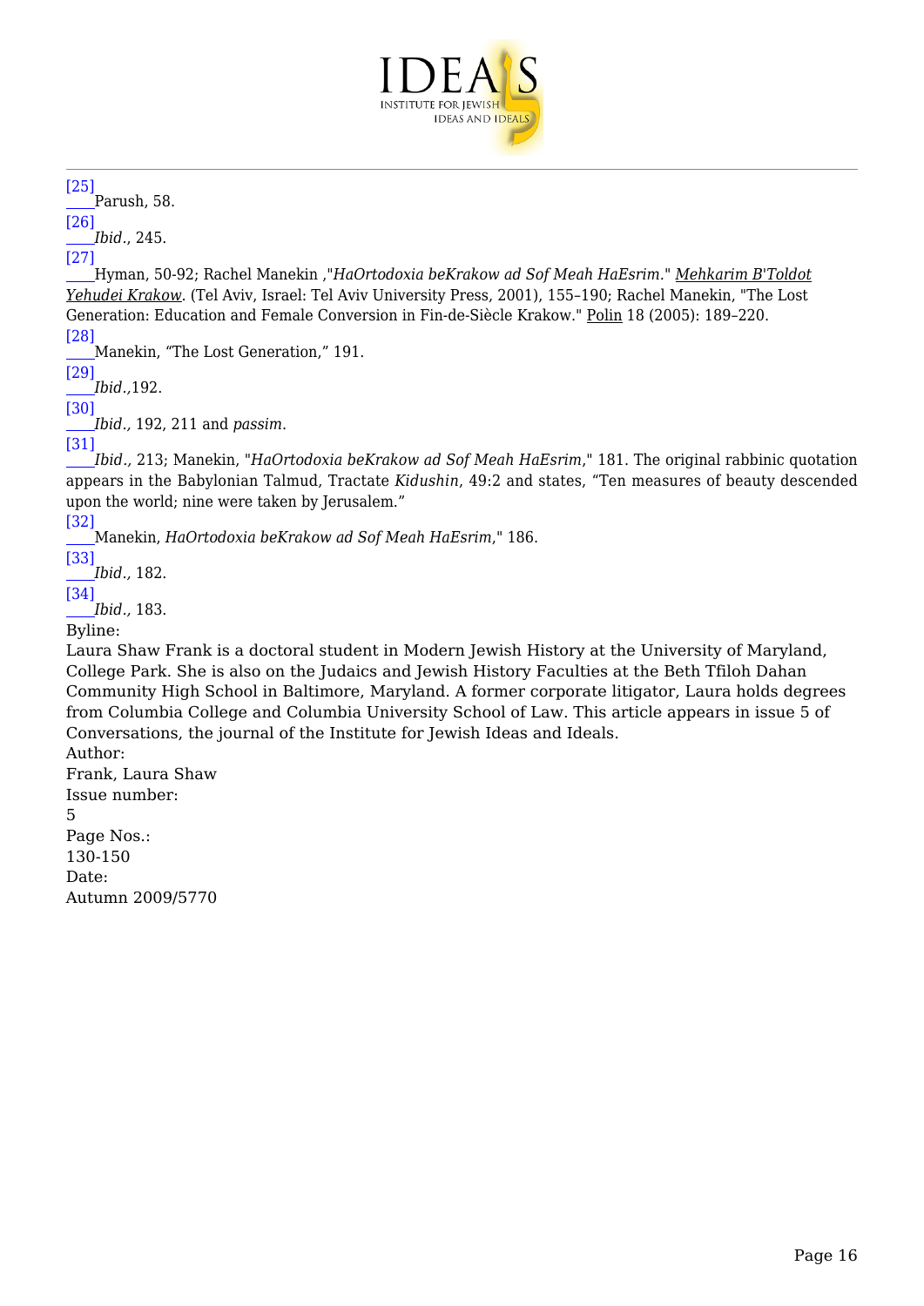[25] Parush, 58.

[26] *Ibid.*, 245.

[27] Hyman, 50-92; Rachel Manekin ,"*HaOrtodoxia beKrakow ad Sof Meah HaEsrim.*" *Mehkarim B'Toldot Yehudei Krakow*. (Tel Aviv, Israel: Tel Aviv University Press, 2001), 155–190; Rachel Manekin, "The Lost Generation: Education and Female Conversion in Fin-de-Siècle Krakow." Polin 18 (2005): 189–220.

[28] Manekin, "The Lost Generation," 191.

[29] *Ibid.,*192.

[30] *Ibid.,* 192, 211 and *passim*.

[31] *Ibid.,* 213; Manekin, "*HaOrtodoxia beKrakow ad Sof Meah HaEsrim*," 181. The original rabbinic quotation appears in the Babylonian Talmud, Tractate *Kidushin*, 49:2 and states, "Ten measures of beauty descended upon the world; nine were taken by Jerusalem."

[32] Manekin, *HaOrtodoxia beKrakow ad Sof Meah HaEsrim*," 186.

[33] *Ibid.,* 182.

[34] *Ibid.,* 183.

Byline:

Laura Shaw Frank is a doctoral student in Modern Jewish History at the University of Maryland, College Park. She is also on the Judaics and Jewish History Faculties at the Beth Tfiloh Dahan Community High School in Baltimore, Maryland. A former corporate litigator, Laura holds degrees from Columbia College and Columbia University School of Law. This article appears in issue 5 of Conversations, the journal of the Institute for Jewish Ideas and Ideals.

Author:

Frank, Laura Shaw

Issue number:

5

Page Nos.:

130-150

Date:

Autumn 2009/5770